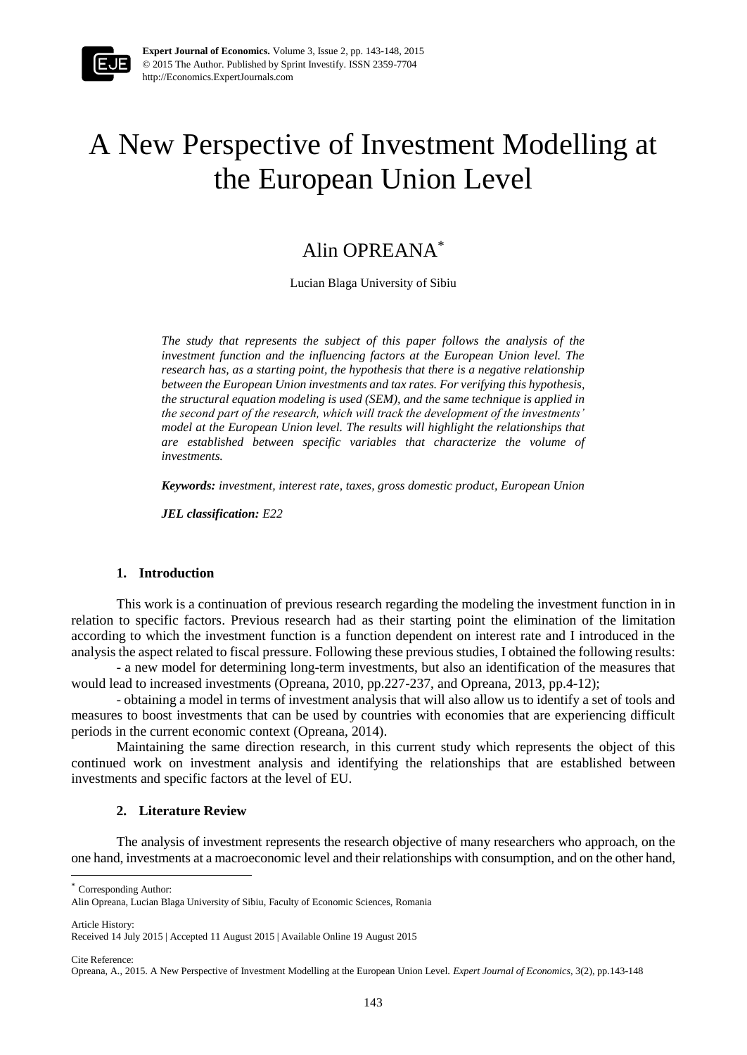# A New Perspective of Investment Modelling at the European Union Level

Alin OPREANA[*]

Lucian Blaga University of Sibiu

*The study that represents the subject of this paper follows the analysis of the investment function and the influencing factors at the European Union level. The research has, as a starting point, the hypothesis that there is a negative relationship between the European Union investments and tax rates. For verifying this hypothesis, the structural equation modeling is used (SEM), and the same technique is applied in the second part of the research, which will track the development of the investments' model at the European Union level. The results will highlight the relationships that are established between specific variables that characterize the volume of investments.*

***Keywords:*** *investment, interest rate, taxes, gross domestic product, European Union*

***JEL classification:*** *E22*

## 1. Introduction

This work is a continuation of previous research regarding the modeling the investment function in in relation to specific factors. Previous research had as their starting point the elimination of the limitation according to which the investment function is a function dependent on interest rate and I introduced in the analysis the aspect related to fiscal pressure. Following these previous studies, I obtained the following results:

- a new model for determining long-term investments, but also an identification of the measures that would lead to increased investments (Opreana, 2010, pp.227-237, and Opreana, 2013, pp.4-12);
- obtaining a model in terms of investment analysis that will also allow us to identify a set of tools and measures to boost investments that can be used by countries with economies that are experiencing difficult periods in the current economic context (Opreana, 2014).

Maintaining the same direction research, in this current study which represents the object of this continued work on investment analysis and identifying the relationships that are established between investments and specific factors at the level of EU.

## 2. Literature Review

The analysis of investment represents the research objective of many researchers who approach, on the one hand, investments at a macroeconomic level and their relationships with consumption, and on the other hand,

---

[*] Corresponding Author:
Alin Opreana, Lucian Blaga University of Sibiu, Faculty of Economic Sciences, Romania

Article History:
Received 14 July 2015 | Accepted 11 August 2015 | Available Online 19 August 2015

Cite Reference:
Opreana, A., 2015. A New Perspective of Investment Modelling at the European Union Level. *Expert Journal of Economics*, 3(2), pp.143-148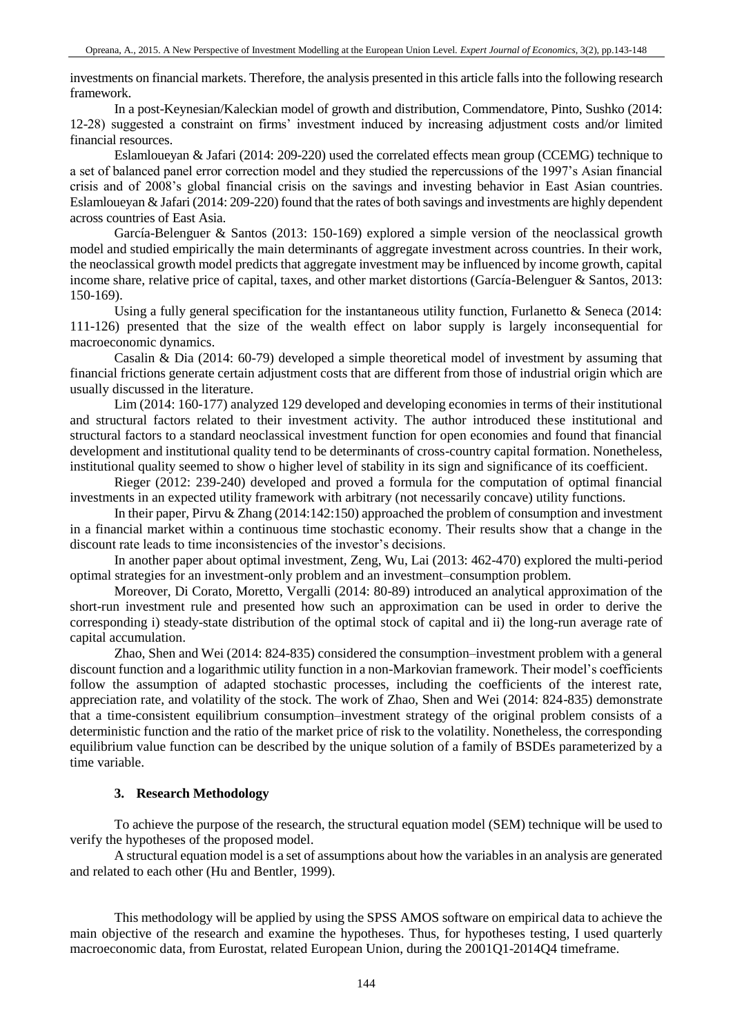investments on financial markets. Therefore, the analysis presented in this article falls into the following research framework.

In a post-Keynesian/Kaleckian model of growth and distribution, Commendatore, Pinto, Sushko (2014: 12-28) suggested a constraint on firms' investment induced by increasing adjustment costs and/or limited financial resources.

Eslamloueyan & Jafari (2014: 209-220) used the correlated effects mean group (CCEMG) technique to a set of balanced panel error correction model and they studied the repercussions of the 1997's Asian financial crisis and of 2008's global financial crisis on the savings and investing behavior in East Asian countries. Eslamloueyan & Jafari (2014: 209-220) found that the rates of both savings and investments are highly dependent across countries of East Asia.

García-Belenguer & Santos (2013: 150-169) explored a simple version of the neoclassical growth model and studied empirically the main determinants of aggregate investment across countries. In their work, the neoclassical growth model predicts that aggregate investment may be influenced by income growth, capital income share, relative price of capital, taxes, and other market distortions (García-Belenguer & Santos, 2013: 150-169).

Using a fully general specification for the instantaneous utility function, Furlanetto & Seneca (2014: 111-126) presented that the size of the wealth effect on labor supply is largely inconsequential for macroeconomic dynamics.

Casalin & Dia (2014: 60-79) developed a simple theoretical model of investment by assuming that financial frictions generate certain adjustment costs that are different from those of industrial origin which are usually discussed in the literature.

Lim (2014: 160-177) analyzed 129 developed and developing economies in terms of their institutional and structural factors related to their investment activity. The author introduced these institutional and structural factors to a standard neoclassical investment function for open economies and found that financial development and institutional quality tend to be determinants of cross-country capital formation. Nonetheless, institutional quality seemed to show o higher level of stability in its sign and significance of its coefficient.

Rieger (2012: 239-240) developed and proved a formula for the computation of optimal financial investments in an expected utility framework with arbitrary (not necessarily concave) utility functions.

In their paper, Pirvu & Zhang (2014:142:150) approached the problem of consumption and investment in a financial market within a continuous time stochastic economy. Their results show that a change in the discount rate leads to time inconsistencies of the investor's decisions.

In another paper about optimal investment, Zeng, Wu, Lai (2013: 462-470) explored the multi-period optimal strategies for an investment-only problem and an investment–consumption problem.

Moreover, Di Corato, Moretto, Vergalli (2014: 80-89) introduced an analytical approximation of the short-run investment rule and presented how such an approximation can be used in order to derive the corresponding i) steady-state distribution of the optimal stock of capital and ii) the long-run average rate of capital accumulation.

Zhao, Shen and Wei (2014: 824-835) considered the consumption–investment problem with a general discount function and a logarithmic utility function in a non-Markovian framework. Their model's coefficients follow the assumption of adapted stochastic processes, including the coefficients of the interest rate, appreciation rate, and volatility of the stock. The work of Zhao, Shen and Wei (2014: 824-835) demonstrate that a time-consistent equilibrium consumption–investment strategy of the original problem consists of a deterministic function and the ratio of the market price of risk to the volatility. Nonetheless, the corresponding equilibrium value function can be described by the unique solution of a family of BSDEs parameterized by a time variable.

## 3. Research Methodology

To achieve the purpose of the research, the structural equation model (SEM) technique will be used to verify the hypotheses of the proposed model.

A structural equation model is a set of assumptions about how the variables in an analysis are generated and related to each other (Hu and Bentler, 1999).

This methodology will be applied by using the SPSS AMOS software on empirical data to achieve the main objective of the research and examine the hypotheses. Thus, for hypotheses testing, I used quarterly macroeconomic data, from Eurostat, related European Union, during the 2001Q1-2014Q4 timeframe.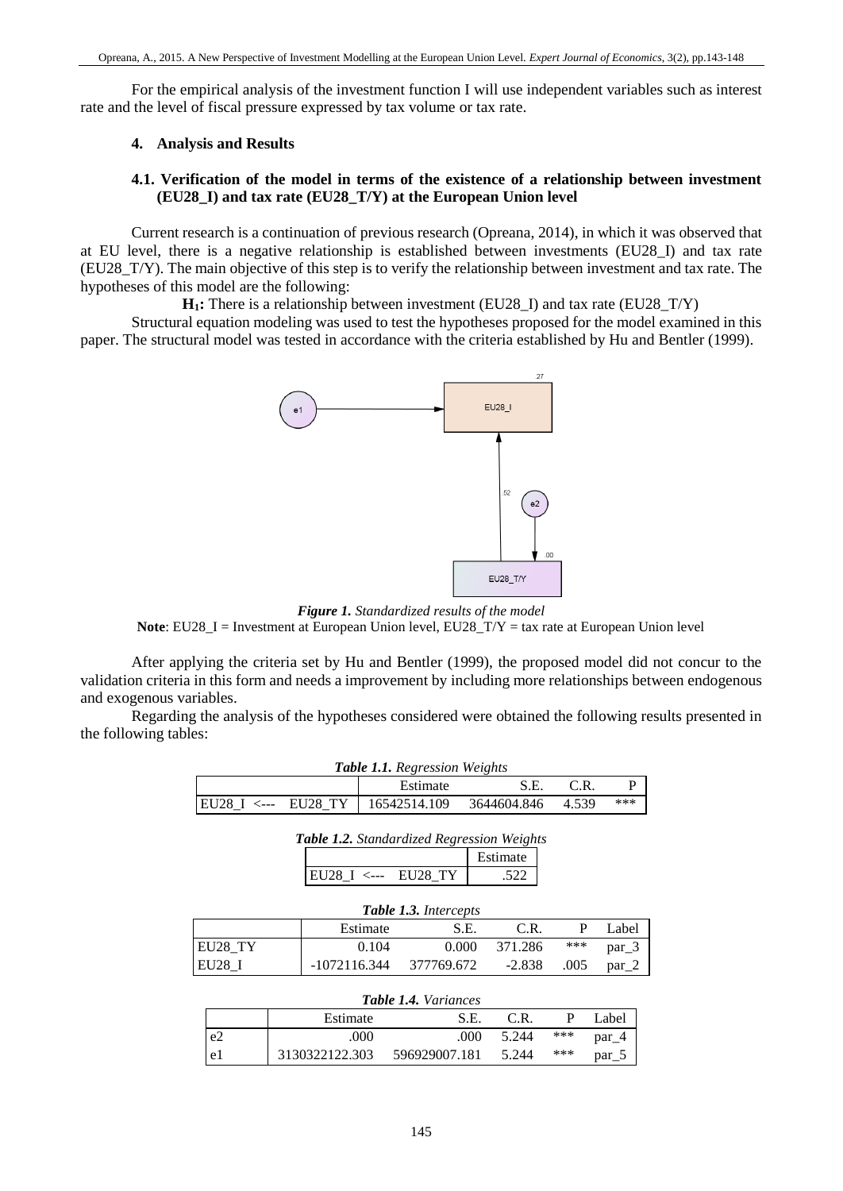For the empirical analysis of the investment function I will use independent variables such as interest rate and the level of fiscal pressure expressed by tax volume or tax rate.

## 4. Analysis and Results

### 4.1. Verification of the model in terms of the existence of a relationship between investment (EU28_I) and tax rate (EU28_T/Y) at the European Union level

Current research is a continuation of previous research (Opreana, 2014), in which it was observed that at EU level, there is a negative relationship is established between investments (EU28_I) and tax rate (EU28_T/Y). The main objective of this step is to verify the relationship between investment and tax rate. The hypotheses of this model are the following:

**$H_1$:** There is a relationship between investment (EU28_I) and tax rate (EU28_T/Y)

Structural equation modeling was used to test the hypotheses proposed for the model examined in this paper. The structural model was tested in accordance with the criteria established by Hu and Bentler (1999).

*Figure 1.* *Standardized results of the model*

**Note**: EU28_I = Investment at European Union level, EU28_T/Y = tax rate at European Union level

After applying the criteria set by Hu and Bentler (1999), the proposed model did not concur to the validation criteria in this form and needs a improvement by including more relationships between endogenous and exogenous variables.

Regarding the analysis of the hypotheses considered were obtained the following results presented in the following tables:

***Table 1.1.*** *Regression Weights*

| | Estimate | S.E. | C.R. | P |
|---|---|---|---|---|
| EU28_I <--- EU28_TY | 16542514.109 | 3644604.846 | 4.539 | *** |

***Table 1.2.*** *Standardized Regression Weights*

| | Estimate |
|---|---|
| EU28_I <--- EU28_TY | .522 |

***Table 1.3.*** *Intercepts*

| | Estimate | S.E. | C.R. | P | Label |
|---|---|---|---|---|---|
| EU28_TY | 0.104 | 0.000 | 371.286 | *** | par_3 |
| EU28_I | -1072116.344 | 377769.672 | -2.838 | .005 | par_2 |

***Table 1.4.*** *Variances*

| | Estimate | S.E. | C.R. | P | Label |
|---|---|---|---|---|---|
| e2 | .000 | .000 | 5.244 | *** | par_4 |
| e1 | 3130322122.303 | 596929007.181 | 5.244 | *** | par_5 |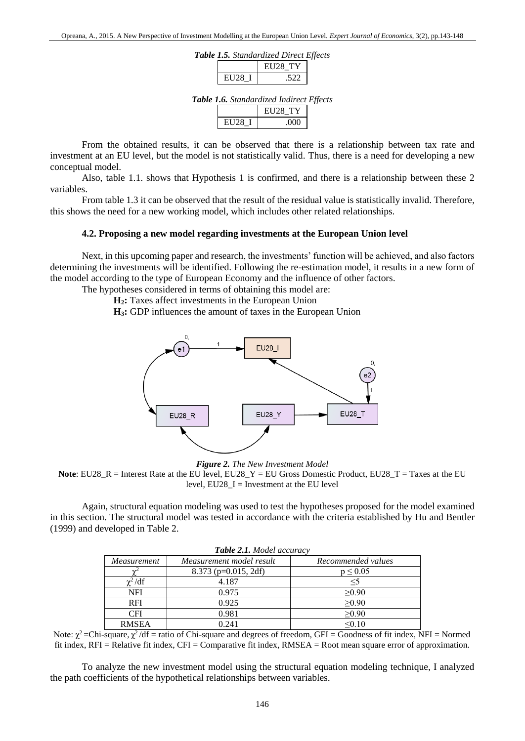***Table 1.5.*** *Standardized Direct Effects*

| | EU28_TY |
|---|---|
| EU28_I | .522 |

***Table 1.6.*** *Standardized Indirect Effects*

| | EU28_TY |
|---|---|
| EU28_I | .000 |

From the obtained results, it can be observed that there is a relationship between tax rate and investment at an EU level, but the model is not statistically valid. Thus, there is a need for developing a new conceptual model.

Also, table 1.1. shows that Hypothesis 1 is confirmed, and there is a relationship between these 2 variables.

From table 1.3 it can be observed that the result of the residual value is statistically invalid. Therefore, this shows the need for a new working model, which includes other related relationships.

#### 4.2. Proposing a new model regarding investments at the European Union level

Next, in this upcoming paper and research, the investments' function will be achieved, and also factors determining the investments will be identified. Following the re-estimation model, it results in a new form of the model according to the type of European Economy and the influence of other factors.

The hypotheses considered in terms of obtaining this model are:

**$H_2$:** Taxes affect investments in the European Union

**$H_3$:** GDP influences the amount of taxes in the European Union

***Figure 2.*** *The New Investment Model*

**Note**: EU28_R = Interest Rate at the EU level, EU28_Y = EU Gross Domestic Product, EU28_T = Taxes at the EU level, EU28_I = Investment at the EU level

Again, structural equation modeling was used to test the hypotheses proposed for the model examined in this section. The structural model was tested in accordance with the criteria established by Hu and Bentler (1999) and developed in Table 2.

***Table 2.1.*** *Model accuracy*

| *Measurement* | *Measurement model result* | *Recommended values* |
|---|---|---|
| $\chi^2$ | 8.373 (p=0.015, 2df) | $p \leq 0.05$ |
| $\chi^2$/df | 4.187 | $\leq 5$ |
| NFI | 0.975 | $\geq 0.90$ |
| RFI | 0.925 | $\geq 0.90$ |
| CFI | 0.981 | $\geq 0.90$ |
| RMSEA | 0.241 | $\leq 0.10$ |

Note: $\chi^2$ =Chi-square, $\chi^2$/df = ratio of Chi-square and degrees of freedom, GFI = Goodness of fit index, NFI = Normed fit index, RFI = Relative fit index, CFI = Comparative fit index, RMSEA = Root mean square error of approximation.

To analyze the new investment model using the structural equation modeling technique, I analyzed the path coefficients of the hypothetical relationships between variables.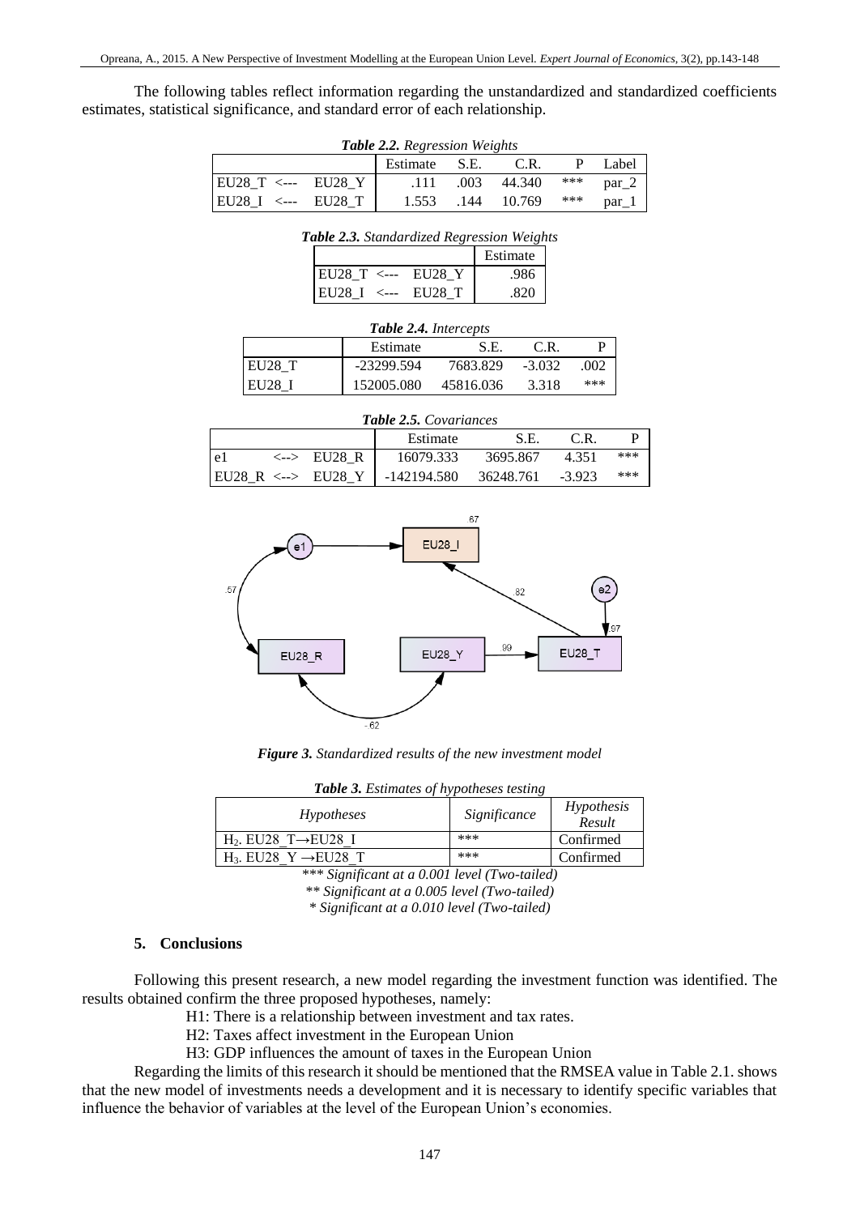The following tables reflect information regarding the unstandardized and standardized coefficients estimates, statistical significance, and standard error of each relationship.

***Table 2.2.*** *Regression Weights*

| | Estimate | S.E. | C.R. | P | Label |
|---|---|---|---|---|---|
| EU28_T <--- EU28_Y | .111 | .003 | 44.340 | *** | par_2 |
| EU28_I <--- EU28_T | 1.553 | .144 | 10.769 | *** | par_1 |

***Table 2.3.*** *Standardized Regression Weights*

| | Estimate |
|---|---|
| EU28_T <--- EU28_Y | .986 |
| EU28_I <--- EU28_T | .820 |

***Table 2.4.*** *Intercepts*

| | Estimate | S.E. | C.R. | P |
|---|---|---|---|---|
| EU28_T | -23299.594 | 7683.829 | -3.032 | .002 |
| EU28_I | 152005.080 | 45816.036 | 3.318 | *** |

***Table 2.5.*** *Covariances*

| | Estimate | S.E. | C.R. | P |
|---|---|---|---|---|
| e1 <--> EU28_R | 16079.333 | 3695.867 | 4.351 | *** |
| EU28_R <--> EU28_Y | -142194.580 | 36248.761 | -3.923 | *** |

***Figure 3.*** *Standardized results of the new investment model*

***Table 3.*** *Estimates of hypotheses testing*

| *Hypotheses* | *Significance* | *Hypothesis Result* |
|---|---|---|
| $H_2$. EU28_T→EU28_I | *** | Confirmed |
| $H_3$. EU28_Y →EU28_T | *** | Confirmed |

*\*\*\* Significant at a 0.001 level (Two-tailed)*
*\*\* Significant at a 0.005 level (Two-tailed)*
*\* Significant at a 0.010 level (Two-tailed)*

## 5. Conclusions

Following this present research, a new model regarding the investment function was identified. The results obtained confirm the three proposed hypotheses, namely:

H1: There is a relationship between investment and tax rates.
H2: Taxes affect investment in the European Union
H3: GDP influences the amount of taxes in the European Union

Regarding the limits of this research it should be mentioned that the RMSEA value in Table 2.1. shows that the new model of investments needs a development and it is necessary to identify specific variables that influence the behavior of variables at the level of the European Union's economies.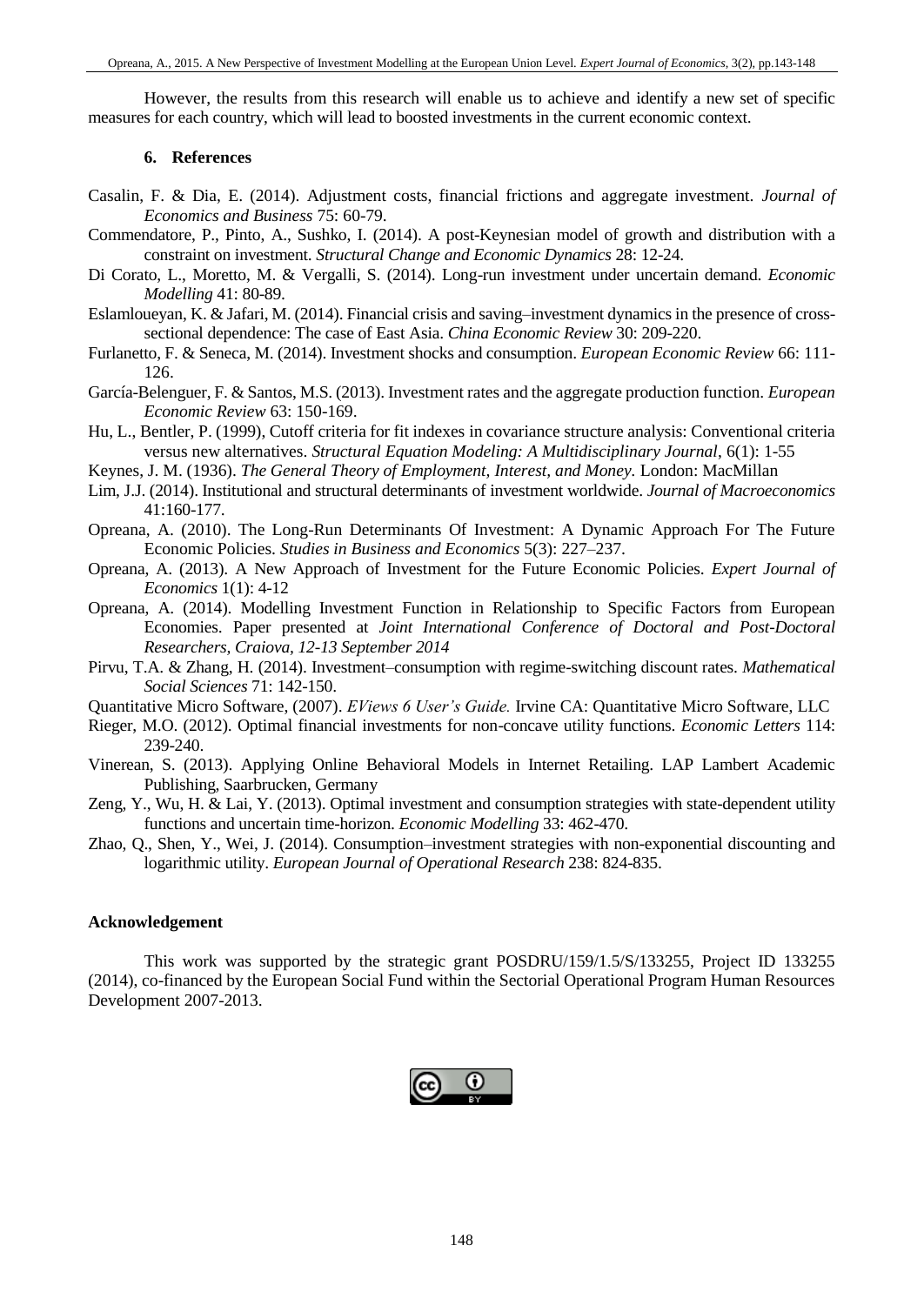However, the results from this research will enable us to achieve and identify a new set of specific measures for each country, which will lead to boosted investments in the current economic context.

### 6. References

Casalin, F. & Dia, E. (2014). Adjustment costs, financial frictions and aggregate investment. *Journal of Economics and Business* 75: 60-79.

Commendatore, P., Pinto, A., Sushko, I. (2014). A post-Keynesian model of growth and distribution with a constraint on investment. *Structural Change and Economic Dynamics* 28: 12-24.

Di Corato, L., Moretto, M. & Vergalli, S. (2014). Long-run investment under uncertain demand. *Economic Modelling* 41: 80-89.

Eslamloueyan, K. & Jafari, M. (2014). Financial crisis and saving–investment dynamics in the presence of cross-sectional dependence: The case of East Asia. *China Economic Review* 30: 209-220.

Furlanetto, F. & Seneca, M. (2014). Investment shocks and consumption. *European Economic Review* 66: 111-126.

García-Belenguer, F. & Santos, M.S. (2013). Investment rates and the aggregate production function. *European Economic Review* 63: 150-169.

Hu, L., Bentler, P. (1999), Cutoff criteria for fit indexes in covariance structure analysis: Conventional criteria versus new alternatives. *Structural Equation Modeling: A Multidisciplinary Journal*, 6(1): 1-55

Keynes, J. M. (1936). *The General Theory of Employment, Interest, and Money.* London: MacMillan

Lim, J.J. (2014). Institutional and structural determinants of investment worldwide. *Journal of Macroeconomics* 41:160-177.

Opreana, A. (2010). The Long-Run Determinants Of Investment: A Dynamic Approach For The Future Economic Policies. *Studies in Business and Economics* 5(3): 227–237.

Opreana, A. (2013). A New Approach of Investment for the Future Economic Policies. *Expert Journal of Economics* 1(1): 4-12

Opreana, A. (2014). Modelling Investment Function in Relationship to Specific Factors from European Economies. Paper presented at *Joint International Conference of Doctoral and Post-Doctoral Researchers, Craiova, 12-13 September 2014*

Pirvu, T.A. & Zhang, H. (2014). Investment–consumption with regime-switching discount rates. *Mathematical Social Sciences* 71: 142-150.

Quantitative Micro Software, (2007). *EViews 6 User's Guide.* Irvine CA: Quantitative Micro Software, LLC

Rieger, M.O. (2012). Optimal financial investments for non-concave utility functions. *Economic Letters* 114: 239-240.

Vinerean, S. (2013). Applying Online Behavioral Models in Internet Retailing. LAP Lambert Academic Publishing, Saarbrucken, Germany

Zeng, Y., Wu, H. & Lai, Y. (2013). Optimal investment and consumption strategies with state-dependent utility functions and uncertain time-horizon. *Economic Modelling* 33: 462-470.

Zhao, Q., Shen, Y., Wei, J. (2014). Consumption–investment strategies with non-exponential discounting and logarithmic utility. *European Journal of Operational Research* 238: 824-835.

### Acknowledgement

This work was supported by the strategic grant POSDRU/159/1.5/S/133255, Project ID 133255 (2014), co-financed by the European Social Fund within the Sectorial Operational Program Human Resources Development 2007-2013.